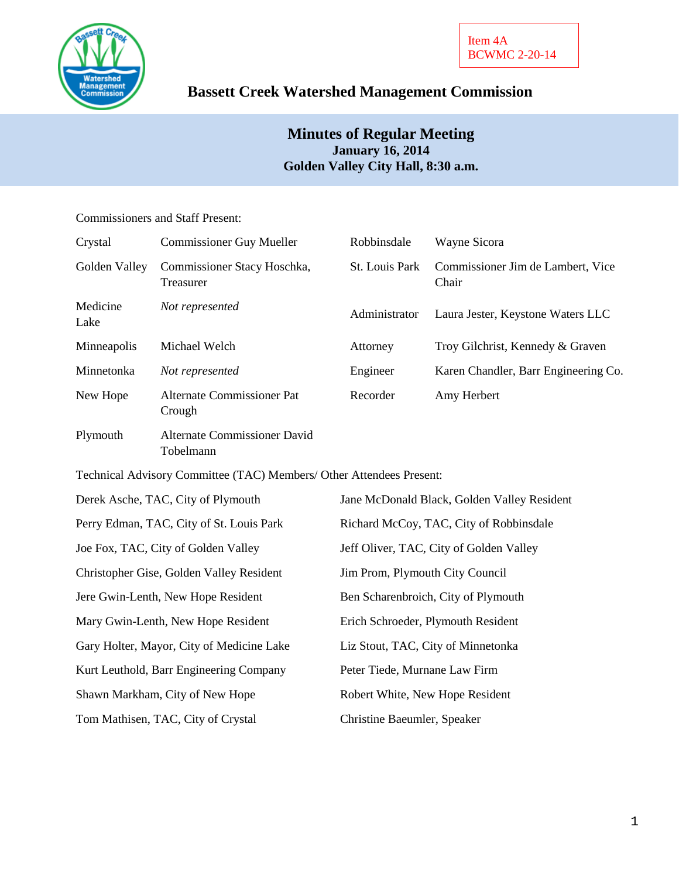Item 4A
BCWMC 2-20-14

# Bassett Creek Watershed Management Commission

## Minutes of Regular Meeting
**January 16, 2014**
**Golden Valley City Hall, 8:30 a.m.**

Commissioners and Staff Present:

| | | | |
|---|---|---|---|
| Crystal | Commissioner Guy Mueller | Robbinsdale | Wayne Sicora |
| Golden Valley | Commissioner Stacy Hoschka, Treasurer | St. Louis Park | Commissioner Jim de Lambert, Vice Chair |
| Medicine Lake | *Not represented* | Administrator | Laura Jester, Keystone Waters LLC |
| Minneapolis | Michael Welch | Attorney | Troy Gilchrist, Kennedy & Graven |
| Minnetonka | *Not represented* | Engineer | Karen Chandler, Barr Engineering Co. |
| New Hope | Alternate Commissioner Pat Crough | Recorder | Amy Herbert |
| Plymouth | Alternate Commissioner David Tobelmann | | |

Technical Advisory Committee (TAC) Members/ Other Attendees Present:

| | |
|---|---|
| Derek Asche, TAC, City of Plymouth | Jane McDonald Black, Golden Valley Resident |
| Perry Edman, TAC, City of St. Louis Park | Richard McCoy, TAC, City of Robbinsdale |
| Joe Fox, TAC, City of Golden Valley | Jeff Oliver, TAC, City of Golden Valley |
| Christopher Gise, Golden Valley Resident | Jim Prom, Plymouth City Council |
| Jere Gwin-Lenth, New Hope Resident | Ben Scharenbroich, City of Plymouth |
| Mary Gwin-Lenth, New Hope Resident | Erich Schroeder, Plymouth Resident |
| Gary Holter, Mayor, City of Medicine Lake | Liz Stout, TAC, City of Minnetonka |
| Kurt Leuthold, Barr Engineering Company | Peter Tiede, Murnane Law Firm |
| Shawn Markham, City of New Hope | Robert White, New Hope Resident |
| Tom Mathisen, TAC, City of Crystal | Christine Baeumler, Speaker |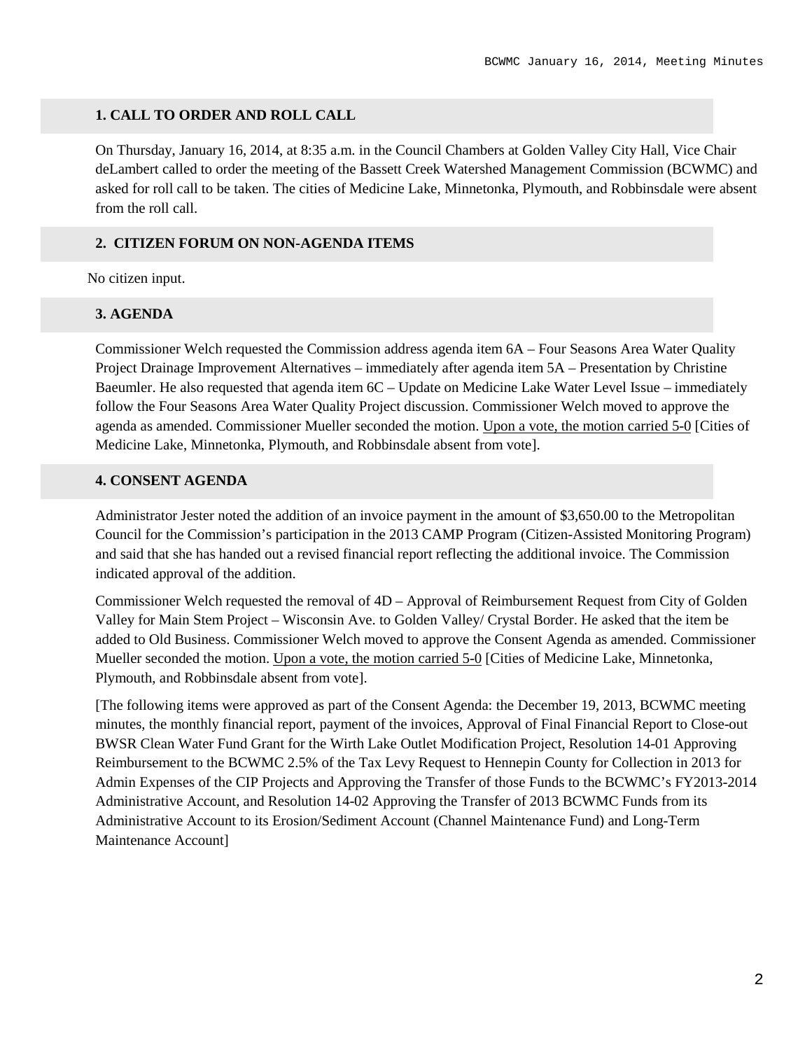## 1. CALL TO ORDER AND ROLL CALL

On Thursday, January 16, 2014, at 8:35 a.m. in the Council Chambers at Golden Valley City Hall, Vice Chair deLambert called to order the meeting of the Bassett Creek Watershed Management Commission (BCWMC) and asked for roll call to be taken. The cities of Medicine Lake, Minnetonka, Plymouth, and Robbinsdale were absent from the roll call.

## 2. CITIZEN FORUM ON NON-AGENDA ITEMS

No citizen input.

## 3. AGENDA

Commissioner Welch requested the Commission address agenda item 6A – Four Seasons Area Water Quality Project Drainage Improvement Alternatives – immediately after agenda item 5A – Presentation by Christine Baeumler. He also requested that agenda item 6C – Update on Medicine Lake Water Level Issue – immediately follow the Four Seasons Area Water Quality Project discussion. Commissioner Welch moved to approve the agenda as amended. Commissioner Mueller seconded the motion. Upon a vote, the motion carried 5-0 [Cities of Medicine Lake, Minnetonka, Plymouth, and Robbinsdale absent from vote].

## 4. CONSENT AGENDA

Administrator Jester noted the addition of an invoice payment in the amount of $3,650.00 to the Metropolitan Council for the Commission's participation in the 2013 CAMP Program (Citizen-Assisted Monitoring Program) and said that she has handed out a revised financial report reflecting the additional invoice. The Commission indicated approval of the addition.

Commissioner Welch requested the removal of 4D – Approval of Reimbursement Request from City of Golden Valley for Main Stem Project – Wisconsin Ave. to Golden Valley/ Crystal Border. He asked that the item be added to Old Business. Commissioner Welch moved to approve the Consent Agenda as amended. Commissioner Mueller seconded the motion. Upon a vote, the motion carried 5-0 [Cities of Medicine Lake, Minnetonka, Plymouth, and Robbinsdale absent from vote].

[The following items were approved as part of the Consent Agenda: the December 19, 2013, BCWMC meeting minutes, the monthly financial report, payment of the invoices, Approval of Final Financial Report to Close-out BWSR Clean Water Fund Grant for the Wirth Lake Outlet Modification Project, Resolution 14-01 Approving Reimbursement to the BCWMC 2.5% of the Tax Levy Request to Hennepin County for Collection in 2013 for Admin Expenses of the CIP Projects and Approving the Transfer of those Funds to the BCWMC's FY2013-2014 Administrative Account, and Resolution 14-02 Approving the Transfer of 2013 BCWMC Funds from its Administrative Account to its Erosion/Sediment Account (Channel Maintenance Fund) and Long-Term Maintenance Account]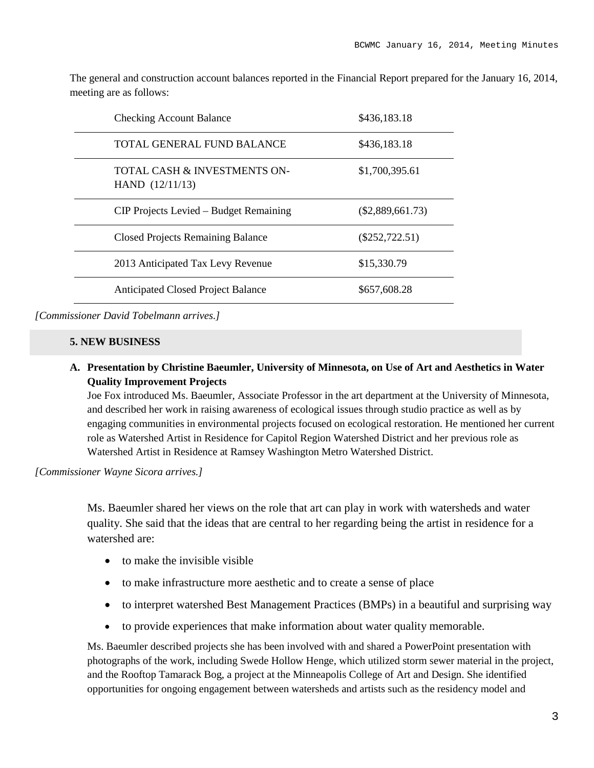The general and construction account balances reported in the Financial Report prepared for the January 16, 2014, meeting are as follows:

| | |
|---|---|
| Checking Account Balance | $436,183.18 |
| TOTAL GENERAL FUND BALANCE | $436,183.18 |
| TOTAL CASH & INVESTMENTS ON-HAND (12/11/13) | $1,700,395.61 |
| CIP Projects Levied – Budget Remaining | ($2,889,661.73) |
| Closed Projects Remaining Balance | ($252,722.51) |
| 2013 Anticipated Tax Levy Revenue | $15,330.79 |
| Anticipated Closed Project Balance | $657,608.28 |

*[Commissioner David Tobelmann arrives.]*

## 5. NEW BUSINESS

**A. Presentation by Christine Baeumler, University of Minnesota, on Use of Art and Aesthetics in Water Quality Improvement Projects**

Joe Fox introduced Ms. Baeumler, Associate Professor in the art department at the University of Minnesota, and described her work in raising awareness of ecological issues through studio practice as well as by engaging communities in environmental projects focused on ecological restoration. He mentioned her current role as Watershed Artist in Residence for Capitol Region Watershed District and her previous role as Watershed Artist in Residence at Ramsey Washington Metro Watershed District.

*[Commissioner Wayne Sicora arrives.]*

Ms. Baeumler shared her views on the role that art can play in work with watersheds and water quality. She said that the ideas that are central to her regarding being the artist in residence for a watershed are:

- to make the invisible visible
- to make infrastructure more aesthetic and to create a sense of place
- to interpret watershed Best Management Practices (BMPs) in a beautiful and surprising way
- to provide experiences that make information about water quality memorable.

Ms. Baeumler described projects she has been involved with and shared a PowerPoint presentation with photographs of the work, including Swede Hollow Henge, which utilized storm sewer material in the project, and the Rooftop Tamarack Bog, a project at the Minneapolis College of Art and Design. She identified opportunities for ongoing engagement between watersheds and artists such as the residency model and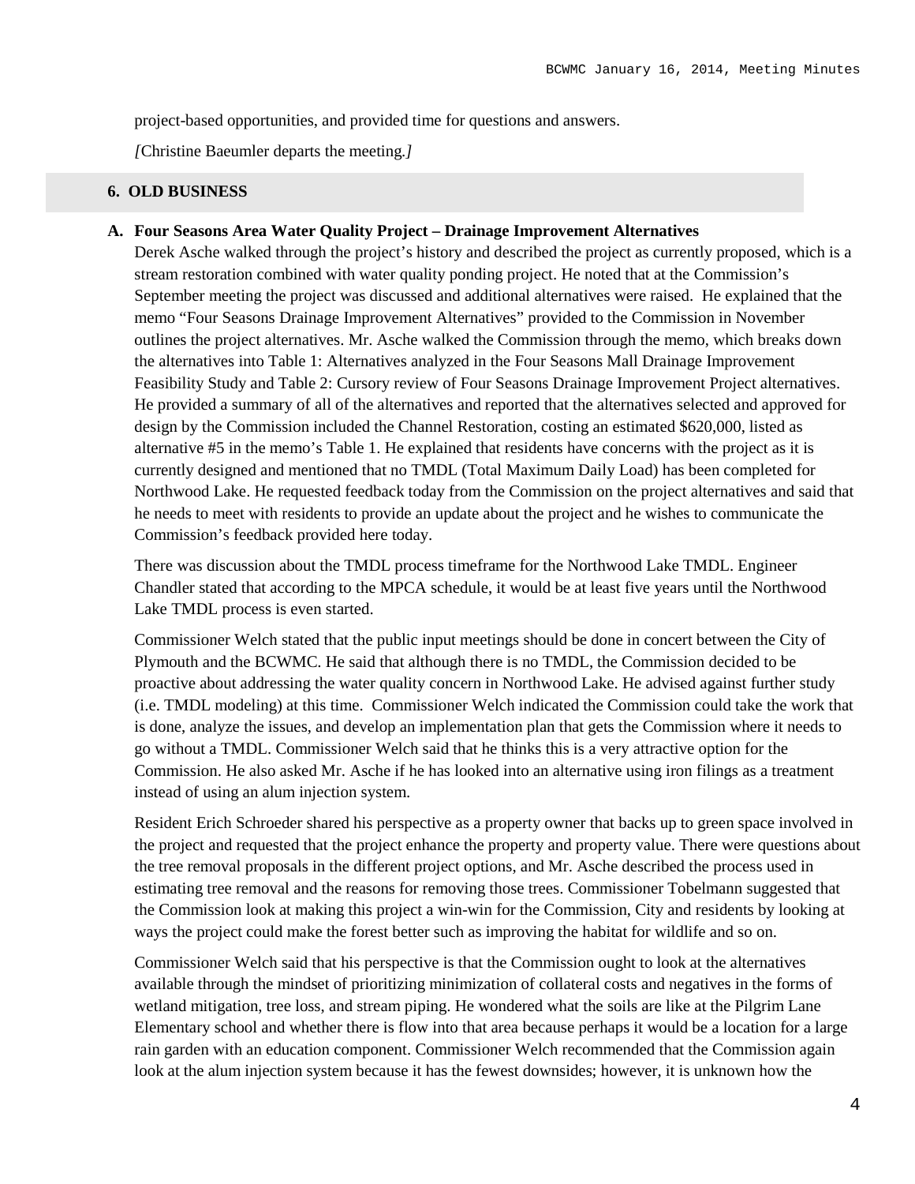project-based opportunities, and provided time for questions and answers.

*[*Christine Baeumler departs the meeting.*]*

## 6. OLD BUSINESS

### A. Four Seasons Area Water Quality Project – Drainage Improvement Alternatives

Derek Asche walked through the project's history and described the project as currently proposed, which is a stream restoration combined with water quality ponding project. He noted that at the Commission's September meeting the project was discussed and additional alternatives were raised. He explained that the memo "Four Seasons Drainage Improvement Alternatives" provided to the Commission in November outlines the project alternatives. Mr. Asche walked the Commission through the memo, which breaks down the alternatives into Table 1: Alternatives analyzed in the Four Seasons Mall Drainage Improvement Feasibility Study and Table 2: Cursory review of Four Seasons Drainage Improvement Project alternatives. He provided a summary of all of the alternatives and reported that the alternatives selected and approved for design by the Commission included the Channel Restoration, costing an estimated $620,000, listed as alternative #5 in the memo's Table 1. He explained that residents have concerns with the project as it is currently designed and mentioned that no TMDL (Total Maximum Daily Load) has been completed for Northwood Lake. He requested feedback today from the Commission on the project alternatives and said that he needs to meet with residents to provide an update about the project and he wishes to communicate the Commission's feedback provided here today.

There was discussion about the TMDL process timeframe for the Northwood Lake TMDL. Engineer Chandler stated that according to the MPCA schedule, it would be at least five years until the Northwood Lake TMDL process is even started.

Commissioner Welch stated that the public input meetings should be done in concert between the City of Plymouth and the BCWMC. He said that although there is no TMDL, the Commission decided to be proactive about addressing the water quality concern in Northwood Lake. He advised against further study (i.e. TMDL modeling) at this time. Commissioner Welch indicated the Commission could take the work that is done, analyze the issues, and develop an implementation plan that gets the Commission where it needs to go without a TMDL. Commissioner Welch said that he thinks this is a very attractive option for the Commission. He also asked Mr. Asche if he has looked into an alternative using iron filings as a treatment instead of using an alum injection system.

Resident Erich Schroeder shared his perspective as a property owner that backs up to green space involved in the project and requested that the project enhance the property and property value. There were questions about the tree removal proposals in the different project options, and Mr. Asche described the process used in estimating tree removal and the reasons for removing those trees. Commissioner Tobelmann suggested that the Commission look at making this project a win-win for the Commission, City and residents by looking at ways the project could make the forest better such as improving the habitat for wildlife and so on.

Commissioner Welch said that his perspective is that the Commission ought to look at the alternatives available through the mindset of prioritizing minimization of collateral costs and negatives in the forms of wetland mitigation, tree loss, and stream piping. He wondered what the soils are like at the Pilgrim Lane Elementary school and whether there is flow into that area because perhaps it would be a location for a large rain garden with an education component. Commissioner Welch recommended that the Commission again look at the alum injection system because it has the fewest downsides; however, it is unknown how the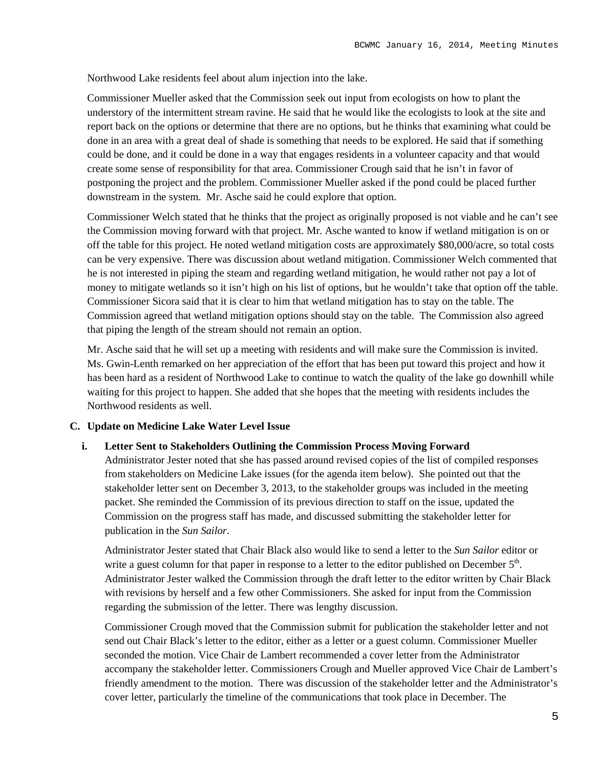Northwood Lake residents feel about alum injection into the lake.

Commissioner Mueller asked that the Commission seek out input from ecologists on how to plant the understory of the intermittent stream ravine. He said that he would like the ecologists to look at the site and report back on the options or determine that there are no options, but he thinks that examining what could be done in an area with a great deal of shade is something that needs to be explored. He said that if something could be done, and it could be done in a way that engages residents in a volunteer capacity and that would create some sense of responsibility for that area. Commissioner Crough said that he isn't in favor of postponing the project and the problem. Commissioner Mueller asked if the pond could be placed further downstream in the system. Mr. Asche said he could explore that option.

Commissioner Welch stated that he thinks that the project as originally proposed is not viable and he can't see the Commission moving forward with that project. Mr. Asche wanted to know if wetland mitigation is on or off the table for this project. He noted wetland mitigation costs are approximately $80,000/acre, so total costs can be very expensive. There was discussion about wetland mitigation. Commissioner Welch commented that he is not interested in piping the steam and regarding wetland mitigation, he would rather not pay a lot of money to mitigate wetlands so it isn't high on his list of options, but he wouldn't take that option off the table. Commissioner Sicora said that it is clear to him that wetland mitigation has to stay on the table. The Commission agreed that wetland mitigation options should stay on the table. The Commission also agreed that piping the length of the stream should not remain an option.

Mr. Asche said that he will set up a meeting with residents and will make sure the Commission is invited. Ms. Gwin-Lenth remarked on her appreciation of the effort that has been put toward this project and how it has been hard as a resident of Northwood Lake to continue to watch the quality of the lake go downhill while waiting for this project to happen. She added that she hopes that the meeting with residents includes the Northwood residents as well.

### C. Update on Medicine Lake Water Level Issue

#### i. Letter Sent to Stakeholders Outlining the Commission Process Moving Forward

Administrator Jester noted that she has passed around revised copies of the list of compiled responses from stakeholders on Medicine Lake issues (for the agenda item below). She pointed out that the stakeholder letter sent on December 3, 2013, to the stakeholder groups was included in the meeting packet. She reminded the Commission of its previous direction to staff on the issue, updated the Commission on the progress staff has made, and discussed submitting the stakeholder letter for publication in the *Sun Sailor*.

Administrator Jester stated that Chair Black also would like to send a letter to the *Sun Sailor* editor or write a guest column for that paper in response to a letter to the editor published on December 5th. Administrator Jester walked the Commission through the draft letter to the editor written by Chair Black with revisions by herself and a few other Commissioners. She asked for input from the Commission regarding the submission of the letter. There was lengthy discussion.

Commissioner Crough moved that the Commission submit for publication the stakeholder letter and not send out Chair Black's letter to the editor, either as a letter or a guest column. Commissioner Mueller seconded the motion. Vice Chair de Lambert recommended a cover letter from the Administrator accompany the stakeholder letter. Commissioners Crough and Mueller approved Vice Chair de Lambert's friendly amendment to the motion. There was discussion of the stakeholder letter and the Administrator's cover letter, particularly the timeline of the communications that took place in December. The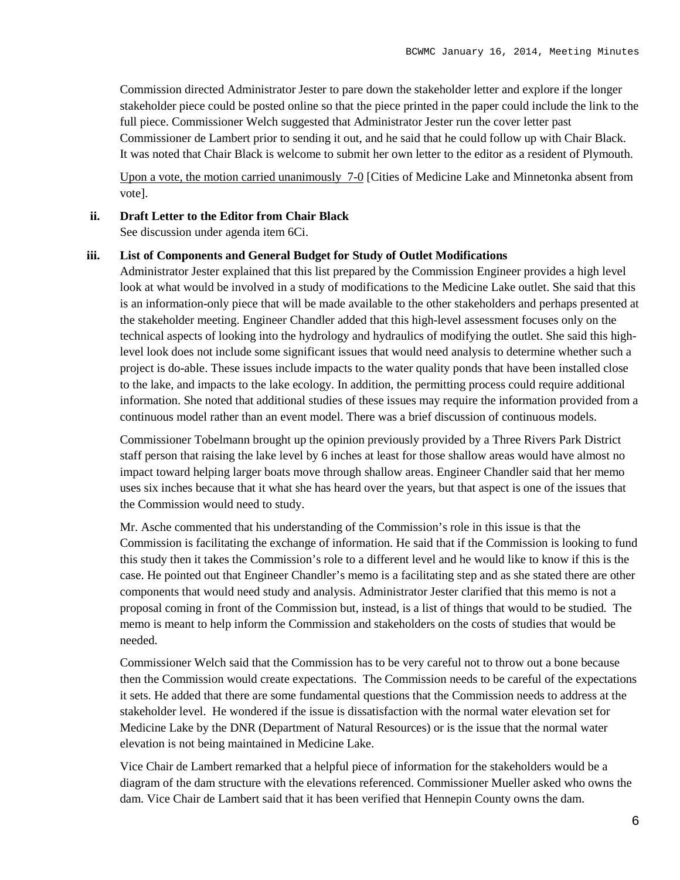Commission directed Administrator Jester to pare down the stakeholder letter and explore if the longer stakeholder piece could be posted online so that the piece printed in the paper could include the link to the full piece. Commissioner Welch suggested that Administrator Jester run the cover letter past Commissioner de Lambert prior to sending it out, and he said that he could follow up with Chair Black. It was noted that Chair Black is welcome to submit her own letter to the editor as a resident of Plymouth.

<u>Upon a vote, the motion carried unanimously 7-0</u> [Cities of Medicine Lake and Minnetonka absent from vote].

**ii. Draft Letter to the Editor from Chair Black**

See discussion under agenda item 6Ci.

**iii. List of Components and General Budget for Study of Outlet Modifications**

Administrator Jester explained that this list prepared by the Commission Engineer provides a high level look at what would be involved in a study of modifications to the Medicine Lake outlet. She said that this is an information-only piece that will be made available to the other stakeholders and perhaps presented at the stakeholder meeting. Engineer Chandler added that this high-level assessment focuses only on the technical aspects of looking into the hydrology and hydraulics of modifying the outlet. She said this high-level look does not include some significant issues that would need analysis to determine whether such a project is do-able. These issues include impacts to the water quality ponds that have been installed close to the lake, and impacts to the lake ecology. In addition, the permitting process could require additional information. She noted that additional studies of these issues may require the information provided from a continuous model rather than an event model. There was a brief discussion of continuous models.

Commissioner Tobelmann brought up the opinion previously provided by a Three Rivers Park District staff person that raising the lake level by 6 inches at least for those shallow areas would have almost no impact toward helping larger boats move through shallow areas. Engineer Chandler said that her memo uses six inches because that it what she has heard over the years, but that aspect is one of the issues that the Commission would need to study.

Mr. Asche commented that his understanding of the Commission's role in this issue is that the Commission is facilitating the exchange of information. He said that if the Commission is looking to fund this study then it takes the Commission's role to a different level and he would like to know if this is the case. He pointed out that Engineer Chandler's memo is a facilitating step and as she stated there are other components that would need study and analysis. Administrator Jester clarified that this memo is not a proposal coming in front of the Commission but, instead, is a list of things that would to be studied. The memo is meant to help inform the Commission and stakeholders on the costs of studies that would be needed.

Commissioner Welch said that the Commission has to be very careful not to throw out a bone because then the Commission would create expectations. The Commission needs to be careful of the expectations it sets. He added that there are some fundamental questions that the Commission needs to address at the stakeholder level. He wondered if the issue is dissatisfaction with the normal water elevation set for Medicine Lake by the DNR (Department of Natural Resources) or is the issue that the normal water elevation is not being maintained in Medicine Lake.

Vice Chair de Lambert remarked that a helpful piece of information for the stakeholders would be a diagram of the dam structure with the elevations referenced. Commissioner Mueller asked who owns the dam. Vice Chair de Lambert said that it has been verified that Hennepin County owns the dam.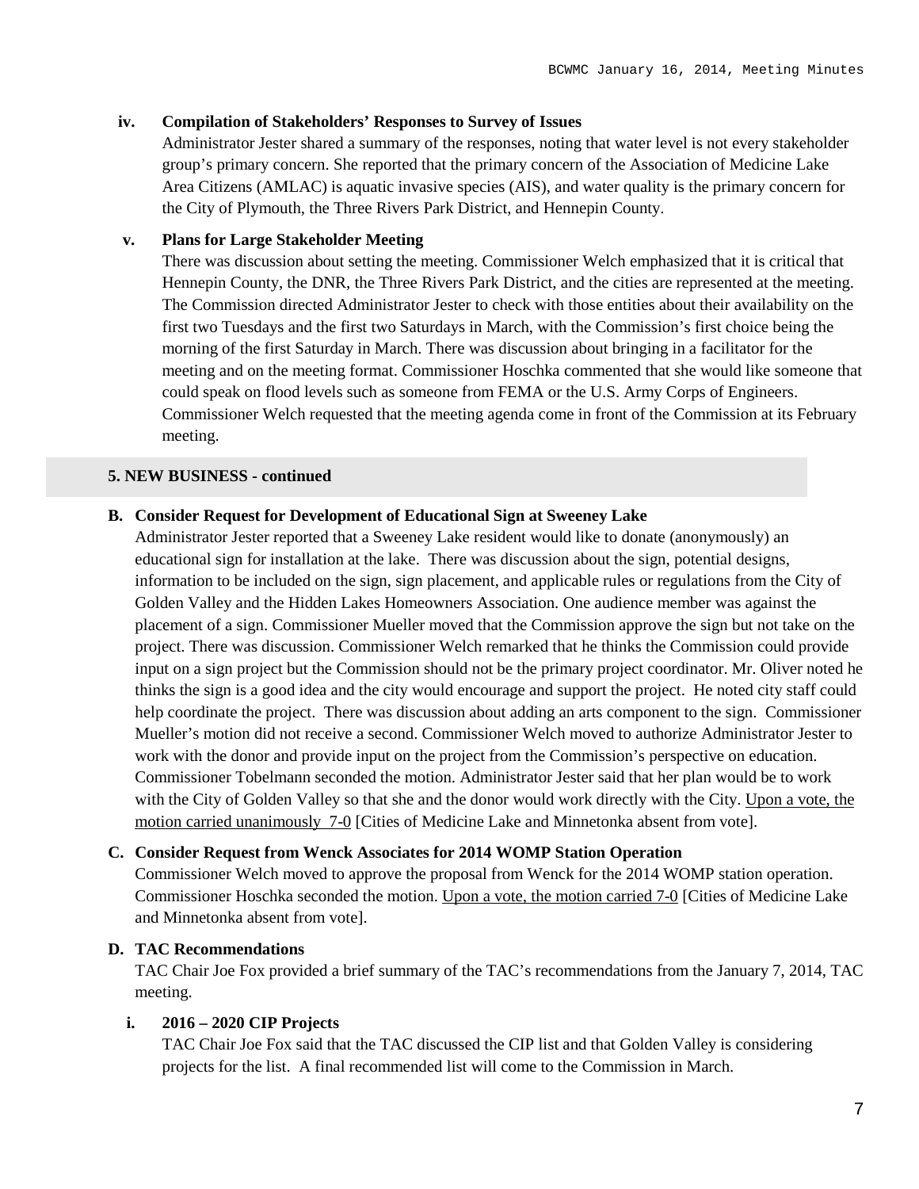**iv. Compilation of Stakeholders' Responses to Survey of Issues**

Administrator Jester shared a summary of the responses, noting that water level is not every stakeholder group's primary concern. She reported that the primary concern of the Association of Medicine Lake Area Citizens (AMLAC) is aquatic invasive species (AIS), and water quality is the primary concern for the City of Plymouth, the Three Rivers Park District, and Hennepin County.

**v. Plans for Large Stakeholder Meeting**

There was discussion about setting the meeting. Commissioner Welch emphasized that it is critical that Hennepin County, the DNR, the Three Rivers Park District, and the cities are represented at the meeting. The Commission directed Administrator Jester to check with those entities about their availability on the first two Tuesdays and the first two Saturdays in March, with the Commission's first choice being the morning of the first Saturday in March. There was discussion about bringing in a facilitator for the meeting and on the meeting format. Commissioner Hoschka commented that she would like someone that could speak on flood levels such as someone from FEMA or the U.S. Army Corps of Engineers. Commissioner Welch requested that the meeting agenda come in front of the Commission at its February meeting.

## 5. NEW BUSINESS - continued

**B. Consider Request for Development of Educational Sign at Sweeney Lake**

Administrator Jester reported that a Sweeney Lake resident would like to donate (anonymously) an educational sign for installation at the lake. There was discussion about the sign, potential designs, information to be included on the sign, sign placement, and applicable rules or regulations from the City of Golden Valley and the Hidden Lakes Homeowners Association. One audience member was against the placement of a sign. Commissioner Mueller moved that the Commission approve the sign but not take on the project. There was discussion. Commissioner Welch remarked that he thinks the Commission could provide input on a sign project but the Commission should not be the primary project coordinator. Mr. Oliver noted he thinks the sign is a good idea and the city would encourage and support the project. He noted city staff could help coordinate the project. There was discussion about adding an arts component to the sign. Commissioner Mueller's motion did not receive a second. Commissioner Welch moved to authorize Administrator Jester to work with the donor and provide input on the project from the Commission's perspective on education. Commissioner Tobelmann seconded the motion. Administrator Jester said that her plan would be to work with the City of Golden Valley so that she and the donor would work directly with the City. Upon a vote, the motion carried unanimously 7-0 [Cities of Medicine Lake and Minnetonka absent from vote].

**C. Consider Request from Wenck Associates for 2014 WOMP Station Operation**

Commissioner Welch moved to approve the proposal from Wenck for the 2014 WOMP station operation. Commissioner Hoschka seconded the motion. Upon a vote, the motion carried 7-0 [Cities of Medicine Lake and Minnetonka absent from vote].

**D. TAC Recommendations**

TAC Chair Joe Fox provided a brief summary of the TAC's recommendations from the January 7, 2014, TAC meeting.

**i. 2016 – 2020 CIP Projects**

TAC Chair Joe Fox said that the TAC discussed the CIP list and that Golden Valley is considering projects for the list. A final recommended list will come to the Commission in March.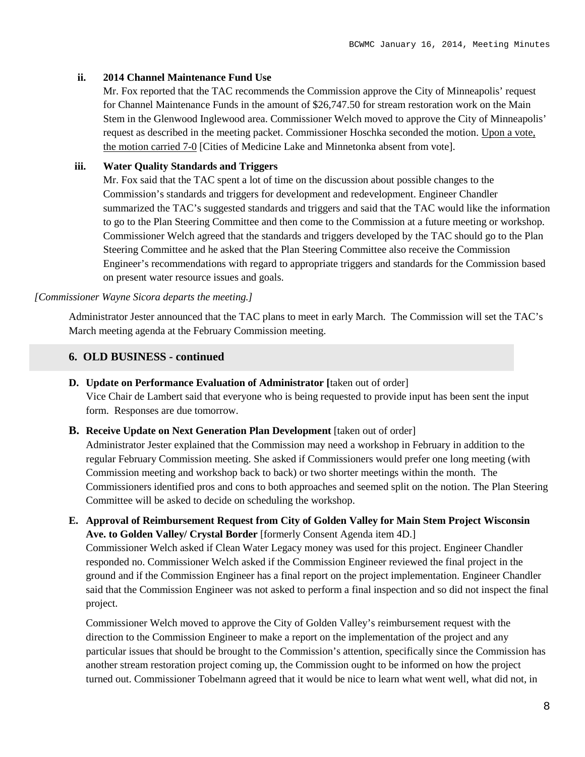**ii. 2014 Channel Maintenance Fund Use**

Mr. Fox reported that the TAC recommends the Commission approve the City of Minneapolis' request for Channel Maintenance Funds in the amount of $26,747.50 for stream restoration work on the Main Stem in the Glenwood Inglewood area. Commissioner Welch moved to approve the City of Minneapolis' request as described in the meeting packet. Commissioner Hoschka seconded the motion. Upon a vote, the motion carried 7-0 [Cities of Medicine Lake and Minnetonka absent from vote].

**iii. Water Quality Standards and Triggers**

Mr. Fox said that the TAC spent a lot of time on the discussion about possible changes to the Commission's standards and triggers for development and redevelopment. Engineer Chandler summarized the TAC's suggested standards and triggers and said that the TAC would like the information to go to the Plan Steering Committee and then come to the Commission at a future meeting or workshop. Commissioner Welch agreed that the standards and triggers developed by the TAC should go to the Plan Steering Committee and he asked that the Plan Steering Committee also receive the Commission Engineer's recommendations with regard to appropriate triggers and standards for the Commission based on present water resource issues and goals.

*[Commissioner Wayne Sicora departs the meeting.]*

Administrator Jester announced that the TAC plans to meet in early March. The Commission will set the TAC's March meeting agenda at the February Commission meeting.

## 6. OLD BUSINESS - continued

**D. Update on Performance Evaluation of Administrator [**taken out of order]

Vice Chair de Lambert said that everyone who is being requested to provide input has been sent the input form. Responses are due tomorrow.

**B. Receive Update on Next Generation Plan Development** [taken out of order]

Administrator Jester explained that the Commission may need a workshop in February in addition to the regular February Commission meeting. She asked if Commissioners would prefer one long meeting (with Commission meeting and workshop back to back) or two shorter meetings within the month. The Commissioners identified pros and cons to both approaches and seemed split on the notion. The Plan Steering Committee will be asked to decide on scheduling the workshop.

**E. Approval of Reimbursement Request from City of Golden Valley for Main Stem Project Wisconsin Ave. to Golden Valley/ Crystal Border** [formerly Consent Agenda item 4D.]

Commissioner Welch asked if Clean Water Legacy money was used for this project. Engineer Chandler responded no. Commissioner Welch asked if the Commission Engineer reviewed the final project in the ground and if the Commission Engineer has a final report on the project implementation. Engineer Chandler said that the Commission Engineer was not asked to perform a final inspection and so did not inspect the final project.

Commissioner Welch moved to approve the City of Golden Valley's reimbursement request with the direction to the Commission Engineer to make a report on the implementation of the project and any particular issues that should be brought to the Commission's attention, specifically since the Commission has another stream restoration project coming up, the Commission ought to be informed on how the project turned out. Commissioner Tobelmann agreed that it would be nice to learn what went well, what did not, in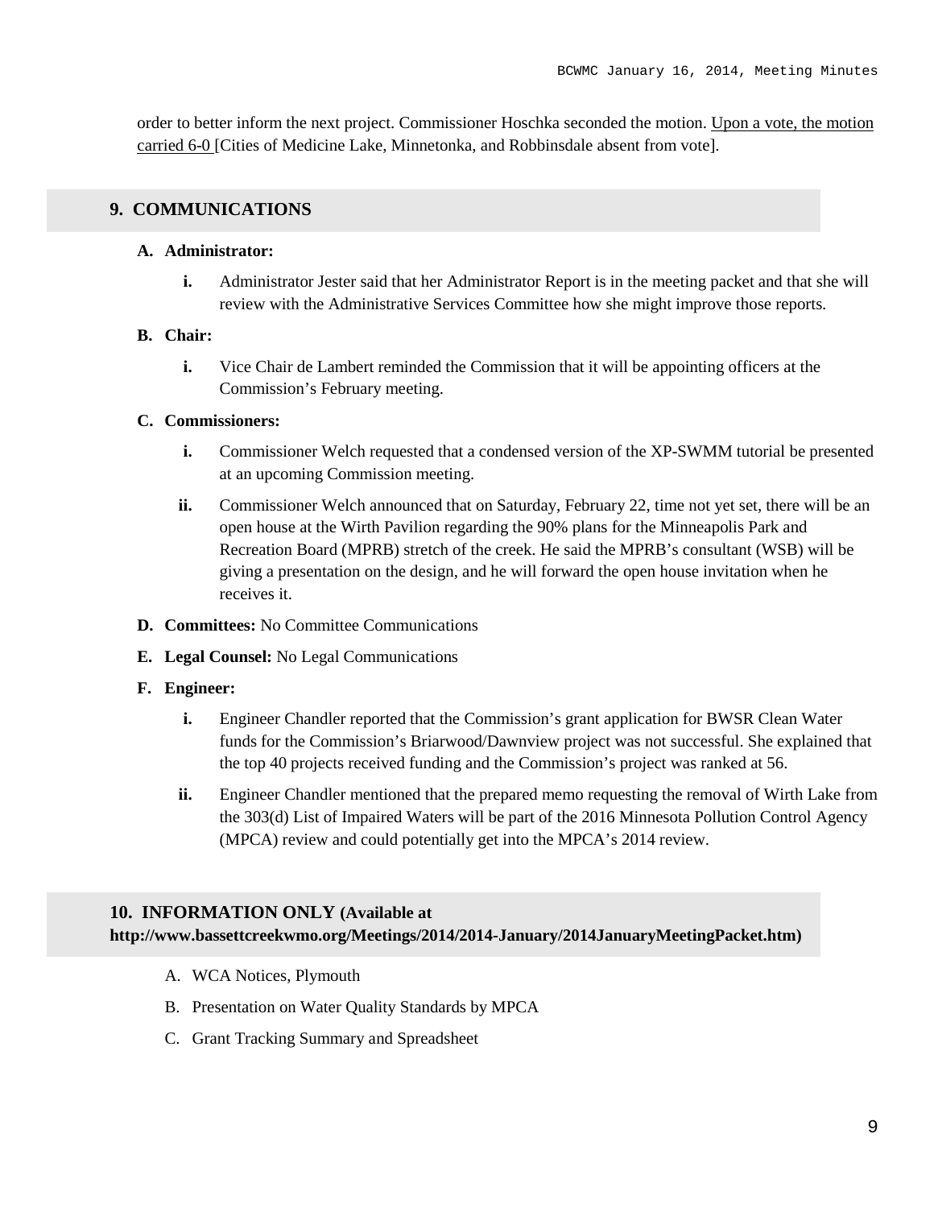order to better inform the next project. Commissioner Hoschka seconded the motion. Upon a vote, the motion carried 6-0 [Cities of Medicine Lake, Minnetonka, and Robbinsdale absent from vote].

## 9. COMMUNICATIONS

**A. Administrator:**

- **i.** Administrator Jester said that her Administrator Report is in the meeting packet and that she will review with the Administrative Services Committee how she might improve those reports.

**B. Chair:**

- **i.** Vice Chair de Lambert reminded the Commission that it will be appointing officers at the Commission's February meeting.

**C. Commissioners:**

- **i.** Commissioner Welch requested that a condensed version of the XP-SWMM tutorial be presented at an upcoming Commission meeting.
- **ii.** Commissioner Welch announced that on Saturday, February 22, time not yet set, there will be an open house at the Wirth Pavilion regarding the 90% plans for the Minneapolis Park and Recreation Board (MPRB) stretch of the creek. He said the MPRB's consultant (WSB) will be giving a presentation on the design, and he will forward the open house invitation when he receives it.

**D. Committees:** No Committee Communications

**E. Legal Counsel:** No Legal Communications

**F. Engineer:**

- **i.** Engineer Chandler reported that the Commission's grant application for BWSR Clean Water funds for the Commission's Briarwood/Dawnview project was not successful. She explained that the top 40 projects received funding and the Commission's project was ranked at 56.
- **ii.** Engineer Chandler mentioned that the prepared memo requesting the removal of Wirth Lake from the 303(d) List of Impaired Waters will be part of the 2016 Minnesota Pollution Control Agency (MPCA) review and could potentially get into the MPCA's 2014 review.

## 10. INFORMATION ONLY (Available at http://www.bassettcreekwmo.org/Meetings/2014/2014-January/2014JanuaryMeetingPacket.htm)

A. WCA Notices, Plymouth

B. Presentation on Water Quality Standards by MPCA

C. Grant Tracking Summary and Spreadsheet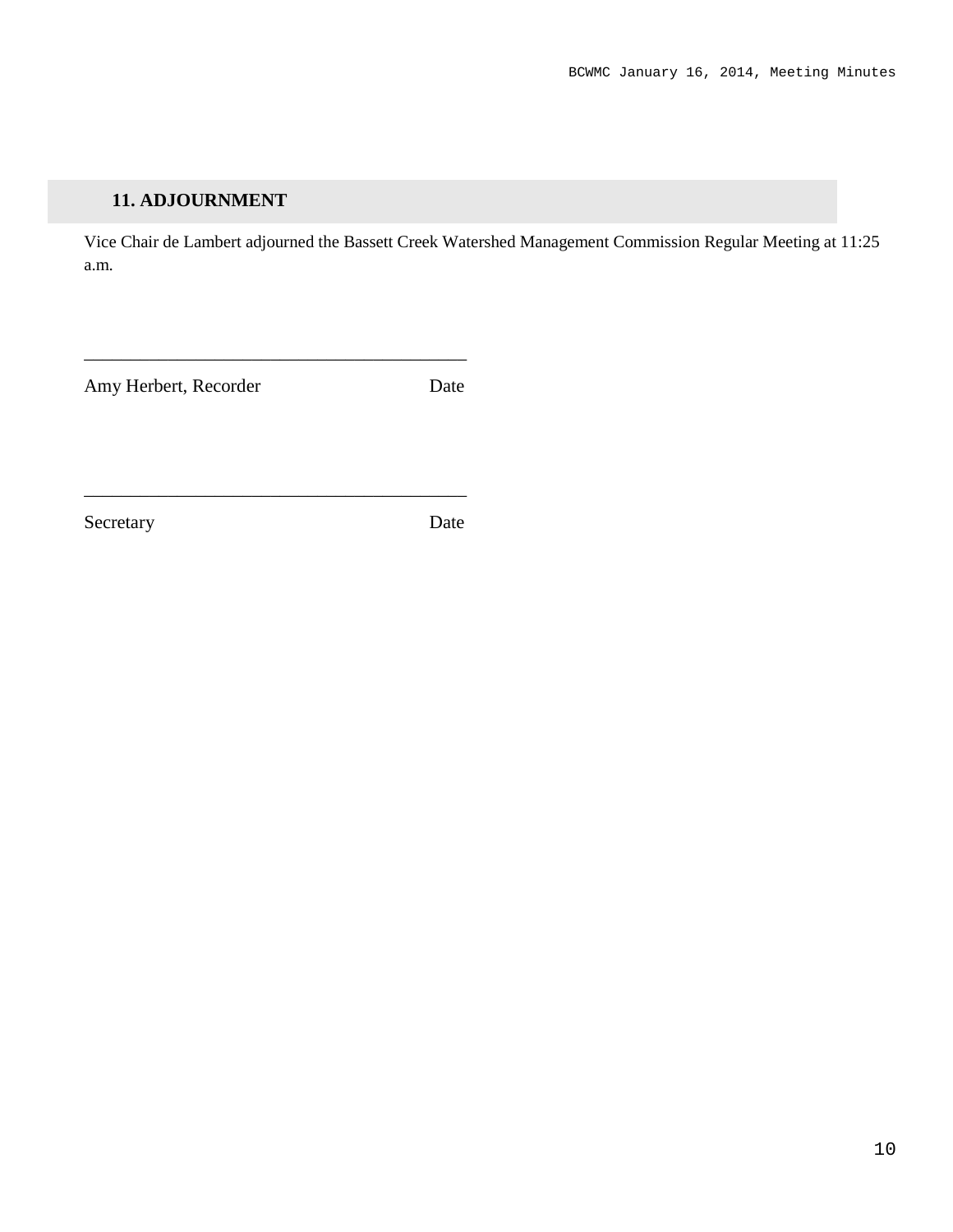## 11. ADJOURNMENT

Vice Chair de Lambert adjourned the Bassett Creek Watershed Management Commission Regular Meeting at 11:25 a.m.

\_\_\_\_\_\_\_\_\_\_\_\_\_\_\_\_\_\_\_\_\_\_\_\_\_\_\_\_\_\_\_\_\_\_\_\_\_\_\_\_\_\_

Amy Herbert, Recorder Date

\_\_\_\_\_\_\_\_\_\_\_\_\_\_\_\_\_\_\_\_\_\_\_\_\_\_\_\_\_\_\_\_\_\_\_\_\_\_\_\_\_\_

Secretary Date